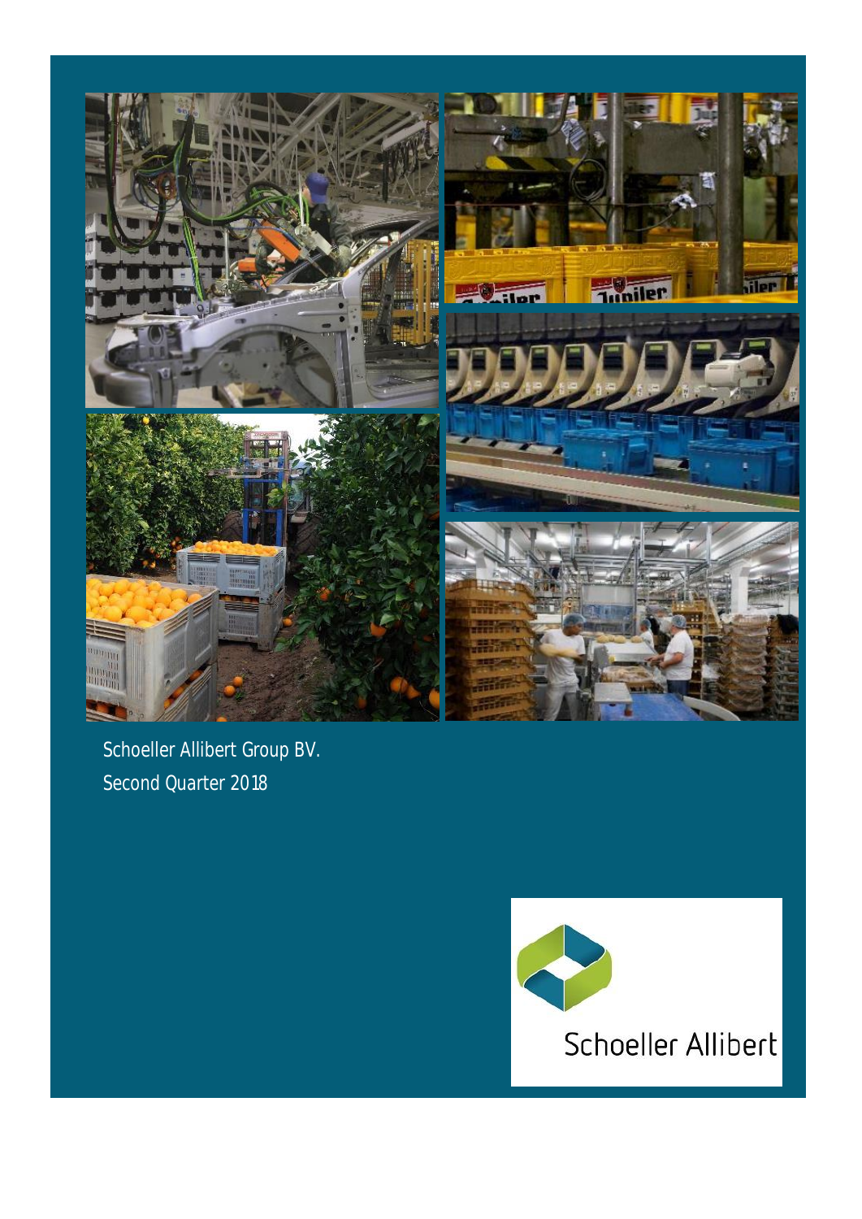Schoeller Allibert Group BV.

Second Quarter 2018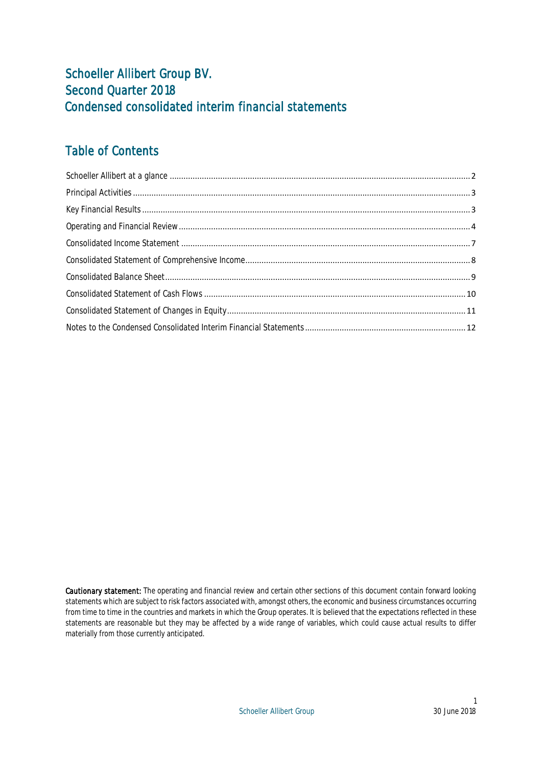# Schoeller Allibert Group BV.
# Second Quarter 2018
# Condensed consolidated interim financial statements

## Table of Contents

| | |
|---|---|
| Schoeller Allibert at a glance | 2 |
| Principal Activities | 3 |
| Key Financial Results | 3 |
| Operating and Financial Review | 4 |
| Consolidated Income Statement | 7 |
| Consolidated Statement of Comprehensive Income | 8 |
| Consolidated Balance Sheet | 9 |
| Consolidated Statement of Cash Flows | 10 |
| Consolidated Statement of Changes in Equity | 11 |
| Notes to the Condensed Consolidated Interim Financial Statements | 12 |

**Cautionary statement:** *The operating and financial review and certain other sections of this document contain forward looking statements which are subject to risk factors associated with, amongst others, the economic and business circumstances occurring from time to time in the countries and markets in which the Group operates. It is believed that the expectations reflected in these statements are reasonable but they may be affected by a wide range of variables, which could cause actual results to differ materially from those currently anticipated.*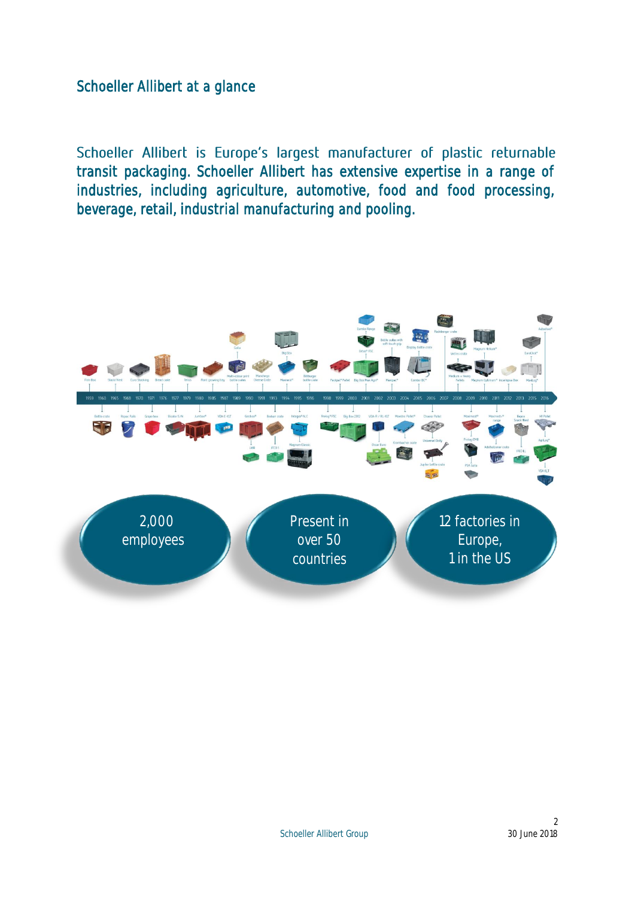## Schoeller Allibert at a glance

Schoeller Allibert is Europe's largest manufacturer of plastic returnable transit packaging. Schoeller Allibert has extensive expertise in a range of industries, including agriculture, automotive, food and food processing, beverage, retail, industrial manufacturing and pooling.

2,000 employees

Present in over 50 countries

12 factories in Europe, 1 in the US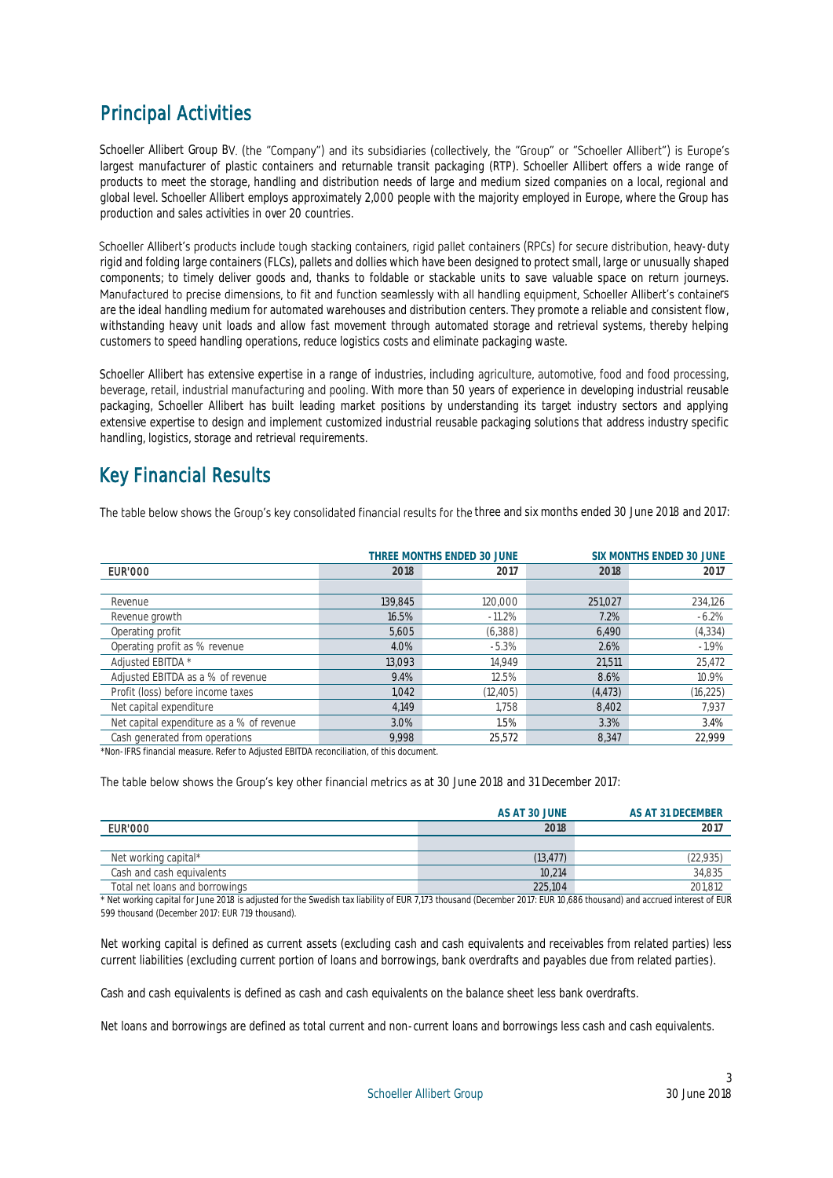## Principal Activities

Schoeller Allibert Group BV. (the "Company") and its subsidiaries (collectively, the "Group" or "Schoeller Allibert") is Europe's largest manufacturer of plastic containers and returnable transit packaging (RTP). Schoeller Allibert offers a wide range of products to meet the storage, handling and distribution needs of large and medium sized companies on a local, regional and global level. Schoeller Allibert employs approximately 2,000 people with the majority employed in Europe, where the Group has production and sales activities in over 20 countries.

Schoeller Allibert's products include tough stacking containers, rigid pallet containers (RPCs) for secure distribution, heavy-duty rigid and folding large containers (FLCs), pallets and dollies which have been designed to protect small, large or unusually shaped components; to timely deliver goods and, thanks to foldable or stackable units to save valuable space on return journeys. Manufactured to precise dimensions, to fit and function seamlessly with all handling equipment, Schoeller Allibert's containers are the ideal handling medium for automated warehouses and distribution centers. They promote a reliable and consistent flow, withstanding heavy unit loads and allow fast movement through automated storage and retrieval systems, thereby helping customers to speed handling operations, reduce logistics costs and eliminate packaging waste.

Schoeller Allibert has extensive expertise in a range of industries, including agriculture, automotive, food and food processing, beverage, retail, industrial manufacturing and pooling. With more than 50 years of experience in developing industrial reusable packaging, Schoeller Allibert has built leading market positions by understanding its target industry sectors and applying extensive expertise to design and implement customized industrial reusable packaging solutions that address industry specific handling, logistics, storage and retrieval requirements.

## Key Financial Results

The table below shows the Group's key consolidated financial results for the three and six months ended 30 June 2018 and 2017:

| | THREE MONTHS ENDED 30 JUNE | | SIX MONTHS ENDED 30 JUNE | |
|---|---|---|---|---|
| EUR'000 | 2018 | 2017 | 2018 | 2017 |
| Revenue | 139,845 | 120,000 | 251,027 | 234,126 |
| Revenue growth | 16.5% | -11.2% | 7.2% | -6.2% |
| Operating profit | 5,605 | (6,388) | 6,490 | (4,334) |
| Operating profit as % revenue | 4.0% | -5.3% | 2.6% | -1.9% |
| Adjusted EBITDA * | 13,093 | 14,949 | 21,511 | 25,472 |
| Adjusted EBITDA as a % of revenue | 9.4% | 12.5% | 8.6% | 10.9% |
| Profit (loss) before income taxes | 1,042 | (12,405) | (4,473) | (16,225) |
| Net capital expenditure | 4,149 | 1,758 | 8,402 | 7,937 |
| Net capital expenditure as a % of revenue | 3.0% | 1.5% | 3.3% | 3.4% |
| Cash generated from operations | 9,998 | 25,572 | 8,347 | 22,999 |

*Non-IFRS financial measure. Refer to Adjusted EBITDA reconciliation, of this document.

The table below shows the Group's key other financial metrics as at 30 June 2018 and 31 December 2017:

| | AS AT 30 JUNE | AS AT 31 DECEMBER |
|---|---|---|
| EUR'000 | 2018 | 2017 |
| Net working capital* | (13,477) | (22,935) |
| Cash and cash equivalents | 10,214 | 34,835 |
| Total net loans and borrowings | 225,104 | 201,812 |

* Net working capital for June 2018 is adjusted for the Swedish tax liability of EUR 7,173 thousand (December 2017: EUR 10,686 thousand) and accrued interest of EUR 599 thousand (December 2017: EUR 719 thousand).

Net working capital is defined as current assets (excluding cash and cash equivalents and receivables from related parties) less current liabilities (excluding current portion of loans and borrowings, bank overdrafts and payables due from related parties).

Cash and cash equivalents is defined as cash and cash equivalents on the balance sheet less bank overdrafts.

Net loans and borrowings are defined as total current and non-current loans and borrowings less cash and cash equivalents.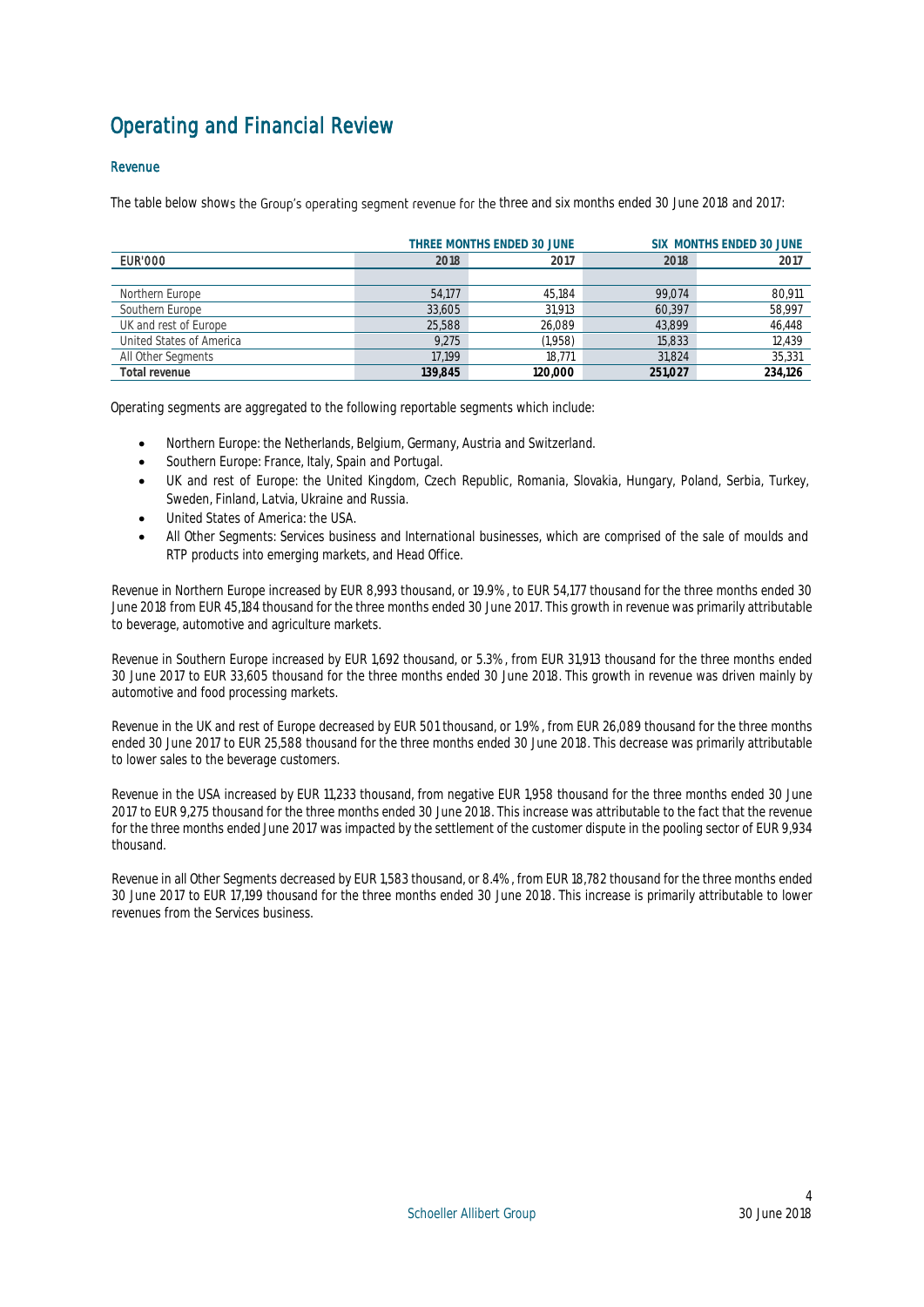# Operating and Financial Review

## Revenue

The table below shows the Group's operating segment revenue for the three and six months ended 30 June 2018 and 2017:

| | THREE MONTHS ENDED 30 JUNE | | SIX MONTHS ENDED 30 JUNE | |
|---|---|---|---|---|
| EUR'000 | 2018 | 2017 | 2018 | 2017 |
| Northern Europe | 54,177 | 45,184 | 99,074 | 80,911 |
| Southern Europe | 33,605 | 31,913 | 60,397 | 58,997 |
| UK and rest of Europe | 25,588 | 26,089 | 43,899 | 46,448 |
| United States of America | 9,275 | (1,958) | 15,833 | 12,439 |
| All Other Segments | 17,199 | 18,771 | 31,824 | 35,331 |
| **Total revenue** | **139,845** | **120,000** | **251,027** | **234,126** |

Operating segments are aggregated to the following reportable segments which include:

- Northern Europe: the Netherlands, Belgium, Germany, Austria and Switzerland.
- Southern Europe: France, Italy, Spain and Portugal.
- UK and rest of Europe: the United Kingdom, Czech Republic, Romania, Slovakia, Hungary, Poland, Serbia, Turkey, Sweden, Finland, Latvia, Ukraine and Russia.
- United States of America: the USA.
- All Other Segments: Services business and International businesses, which are comprised of the sale of moulds and RTP products into emerging markets, and Head Office.

Revenue in Northern Europe increased by EUR 8,993 thousand, or 19.9%, to EUR 54,177 thousand for the three months ended 30 June 2018 from EUR 45,184 thousand for the three months ended 30 June 2017. This growth in revenue was primarily attributable to beverage, automotive and agriculture markets.

Revenue in Southern Europe increased by EUR 1,692 thousand, or 5.3%, from EUR 31,913 thousand for the three months ended 30 June 2017 to EUR 33,605 thousand for the three months ended 30 June 2018. This growth in revenue was driven mainly by automotive and food processing markets.

Revenue in the UK and rest of Europe decreased by EUR 501 thousand, or 1.9%, from EUR 26,089 thousand for the three months ended 30 June 2017 to EUR 25,588 thousand for the three months ended 30 June 2018. This decrease was primarily attributable to lower sales to the beverage customers.

Revenue in the USA increased by EUR 11,233 thousand, from negative EUR 1,958 thousand for the three months ended 30 June 2017 to EUR 9,275 thousand for the three months ended 30 June 2018. This increase was attributable to the fact that the revenue for the three months ended June 2017 was impacted by the settlement of the customer dispute in the pooling sector of EUR 9,934 thousand.

Revenue in all Other Segments decreased by EUR 1,583 thousand, or 8.4%, from EUR 18,782 thousand for the three months ended 30 June 2017 to EUR 17,199 thousand for the three months ended 30 June 2018. This increase is primarily attributable to lower revenues from the Services business.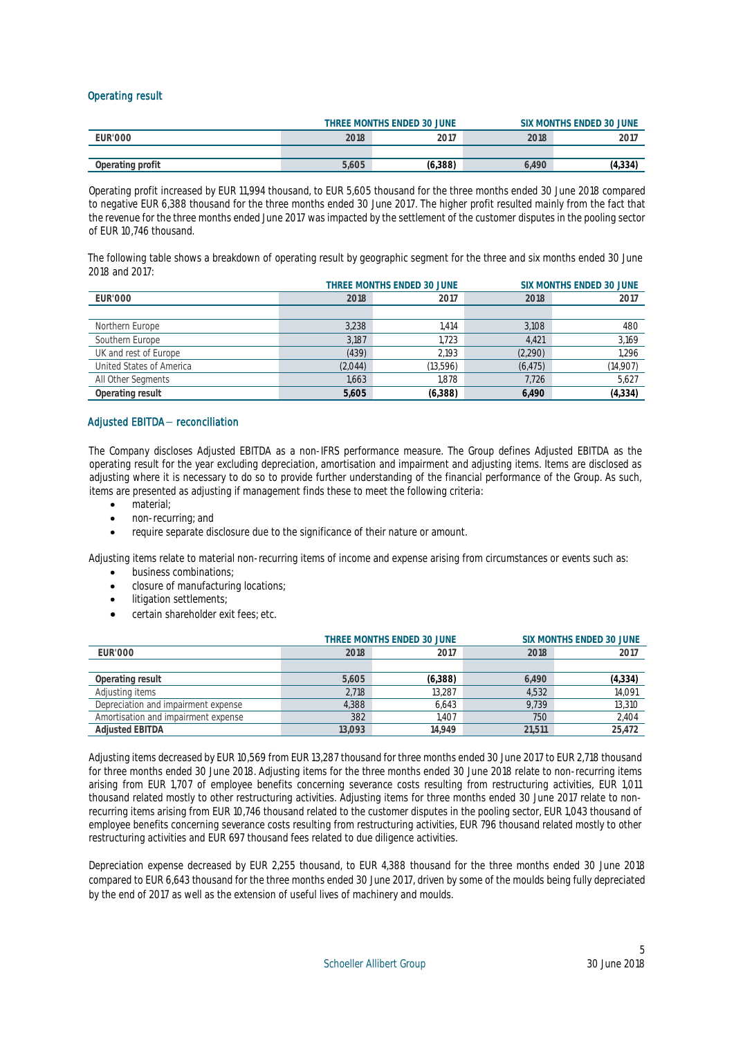## Operating result

| EUR'000 | THREE MONTHS ENDED 30 JUNE | | SIX MONTHS ENDED 30 JUNE | |
|---|---|---|---|---|
| | 2018 | 2017 | 2018 | 2017 |
| | | | | |
| **Operating profit** | **5,605** | **(6,388)** | **6,490** | **(4,334)** |

Operating profit increased by EUR 11,994 thousand, to EUR 5,605 thousand for the three months ended 30 June 2018 compared to negative EUR 6,388 thousand for the three months ended 30 June 2017. The higher profit resulted mainly from the fact that the revenue for the three months ended June 2017 was impacted by the settlement of the customer disputes in the pooling sector of EUR 10,746 thousand.

The following table shows a breakdown of operating result by geographic segment for the three and six months ended 30 June 2018 and 2017:

| EUR'000 | THREE MONTHS ENDED 30 JUNE | | SIX MONTHS ENDED 30 JUNE | |
|---|---|---|---|---|
| | 2018 | 2017 | 2018 | 2017 |
| | | | | |
| Northern Europe | 3,238 | 1,414 | 3,108 | 480 |
| Southern Europe | 3,187 | 1,723 | 4,421 | 3,169 |
| UK and rest of Europe | (439) | 2,193 | (2,290) | 1,296 |
| United States of America | (2,044) | (13,596) | (6,475) | (14,907) |
| All Other Segments | 1,663 | 1,878 | 7,726 | 5,627 |
| **Operating result** | **5,605** | **(6,388)** | **6,490** | **(4,334)** |

## Adjusted EBITDA – reconciliation

The Company discloses Adjusted EBITDA as a non-IFRS performance measure. The Group defines Adjusted EBITDA as the operating result for the year excluding depreciation, amortisation and impairment and adjusting items. Items are disclosed as adjusting where it is necessary to do so to provide further understanding of the financial performance of the Group. As such, items are presented as adjusting if management finds these to meet the following criteria:

- material;
- non-recurring; and
- require separate disclosure due to the significance of their nature or amount.

Adjusting items relate to material non-recurring items of income and expense arising from circumstances or events such as:

- business combinations;
- closure of manufacturing locations;
- litigation settlements;
- certain shareholder exit fees; etc.

| EUR'000 | THREE MONTHS ENDED 30 JUNE | | SIX MONTHS ENDED 30 JUNE | |
|---|---|---|---|---|
| | 2018 | 2017 | 2018 | 2017 |
| | | | | |
| **Operating result** | **5,605** | **(6,388)** | **6,490** | **(4,334)** |
| Adjusting items | 2,718 | 13,287 | 4,532 | 14,091 |
| Depreciation and impairment expense | 4,388 | 6,643 | 9,739 | 13,310 |
| Amortisation and impairment expense | 382 | 1,407 | 750 | 2,404 |
| **Adjusted EBITDA** | **13,093** | **14,949** | **21,511** | **25,472** |

Adjusting items decreased by EUR 10,569 from EUR 13,287 thousand for three months ended 30 June 2017 to EUR 2,718 thousand for three months ended 30 June 2018. Adjusting items for the three months ended 30 June 2018 relate to non-recurring items arising from EUR 1,707 of employee benefits concerning severance costs resulting from restructuring activities, EUR 1,011 thousand related mostly to other restructuring activities. Adjusting items for three months ended 30 June 2017 relate to non-recurring items arising from EUR 10,746 thousand related to the customer disputes in the pooling sector, EUR 1,043 thousand of employee benefits concerning severance costs resulting from restructuring activities, EUR 796 thousand related mostly to other restructuring activities and EUR 697 thousand fees related to due diligence activities.

Depreciation expense decreased by EUR 2,255 thousand, to EUR 4,388 thousand for the three months ended 30 June 2018 compared to EUR 6,643 thousand for the three months ended 30 June 2017, driven by some of the moulds being fully depreciated by the end of 2017 as well as the extension of useful lives of machinery and moulds.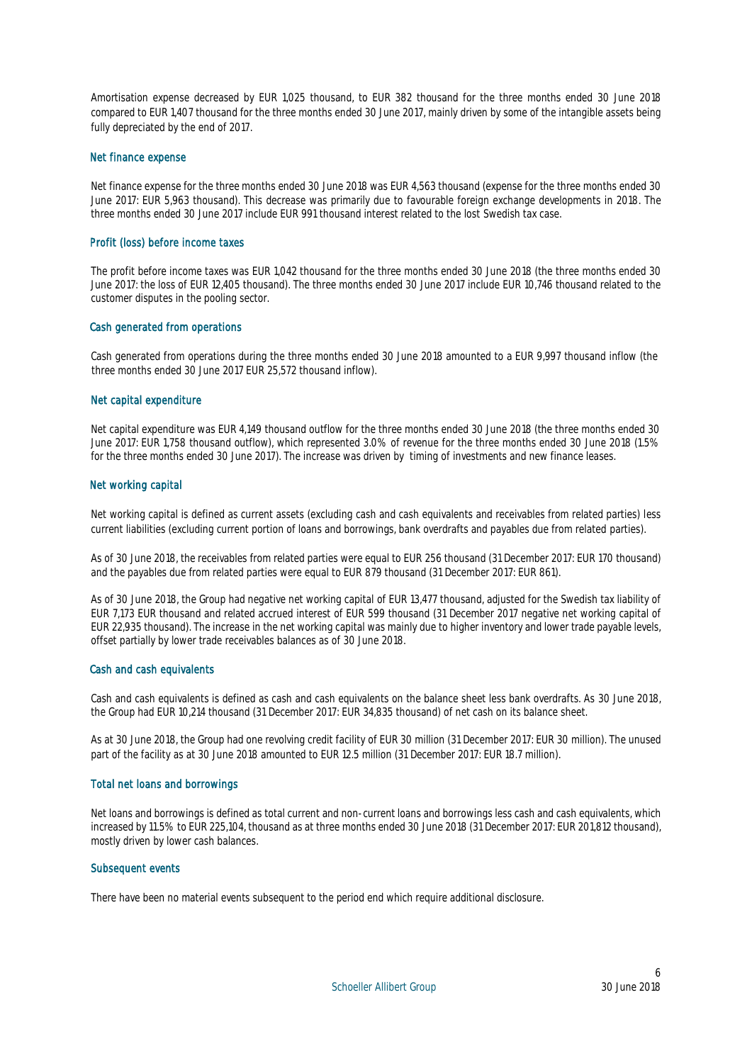Amortisation expense decreased by EUR 1,025 thousand, to EUR 382 thousand for the three months ended 30 June 2018 compared to EUR 1,407 thousand for the three months ended 30 June 2017, mainly driven by some of the intangible assets being fully depreciated by the end of 2017.

### Net finance expense

Net finance expense for the three months ended 30 June 2018 was EUR 4,563 thousand (expense for the three months ended 30 June 2017: EUR 5,963 thousand). This decrease was primarily due to favourable foreign exchange developments in 2018. The three months ended 30 June 2017 include EUR 991 thousand interest related to the lost Swedish tax case.

### Profit (loss) before income taxes

The profit before income taxes was EUR 1,042 thousand for the three months ended 30 June 2018 (the three months ended 30 June 2017: the loss of EUR 12,405 thousand). The three months ended 30 June 2017 include EUR 10,746 thousand related to the customer disputes in the pooling sector.

### Cash generated from operations

Cash generated from operations during the three months ended 30 June 2018 amounted to a EUR 9,997 thousand inflow (the three months ended 30 June 2017 EUR 25,572 thousand inflow).

### Net capital expenditure

Net capital expenditure was EUR 4,149 thousand outflow for the three months ended 30 June 2018 (the three months ended 30 June 2017: EUR 1,758 thousand outflow), which represented 3.0% of revenue for the three months ended 30 June 2018 (1.5% for the three months ended 30 June 2017). The increase was driven by timing of investments and new finance leases.

### Net working capital

Net working capital is defined as current assets (excluding cash and cash equivalents and receivables from related parties) less current liabilities (excluding current portion of loans and borrowings, bank overdrafts and payables due from related parties).

As of 30 June 2018, the receivables from related parties were equal to EUR 256 thousand (31 December 2017: EUR 170 thousand) and the payables due from related parties were equal to EUR 879 thousand (31 December 2017: EUR 861).

As of 30 June 2018, the Group had negative net working capital of EUR 13,477 thousand, adjusted for the Swedish tax liability of EUR 7,173 EUR thousand and related accrued interest of EUR 599 thousand (31 December 2017 negative net working capital of EUR 22,935 thousand). The increase in the net working capital was mainly due to higher inventory and lower trade payable levels, offset partially by lower trade receivables balances as of 30 June 2018.

### Cash and cash equivalents

Cash and cash equivalents is defined as cash and cash equivalents on the balance sheet less bank overdrafts. As 30 June 2018, the Group had EUR 10,214 thousand (31 December 2017: EUR 34,835 thousand) of net cash on its balance sheet.

As at 30 June 2018, the Group had one revolving credit facility of EUR 30 million (31 December 2017: EUR 30 million). The unused part of the facility as at 30 June 2018 amounted to EUR 12.5 million (31 December 2017: EUR 18.7 million).

### Total net loans and borrowings

Net loans and borrowings is defined as total current and non-current loans and borrowings less cash and cash equivalents, which increased by 11.5% to EUR 225,104, thousand as at three months ended 30 June 2018 (31 December 2017: EUR 201,812 thousand), mostly driven by lower cash balances.

### Subsequent events

There have been no material events subsequent to the period end which require additional disclosure.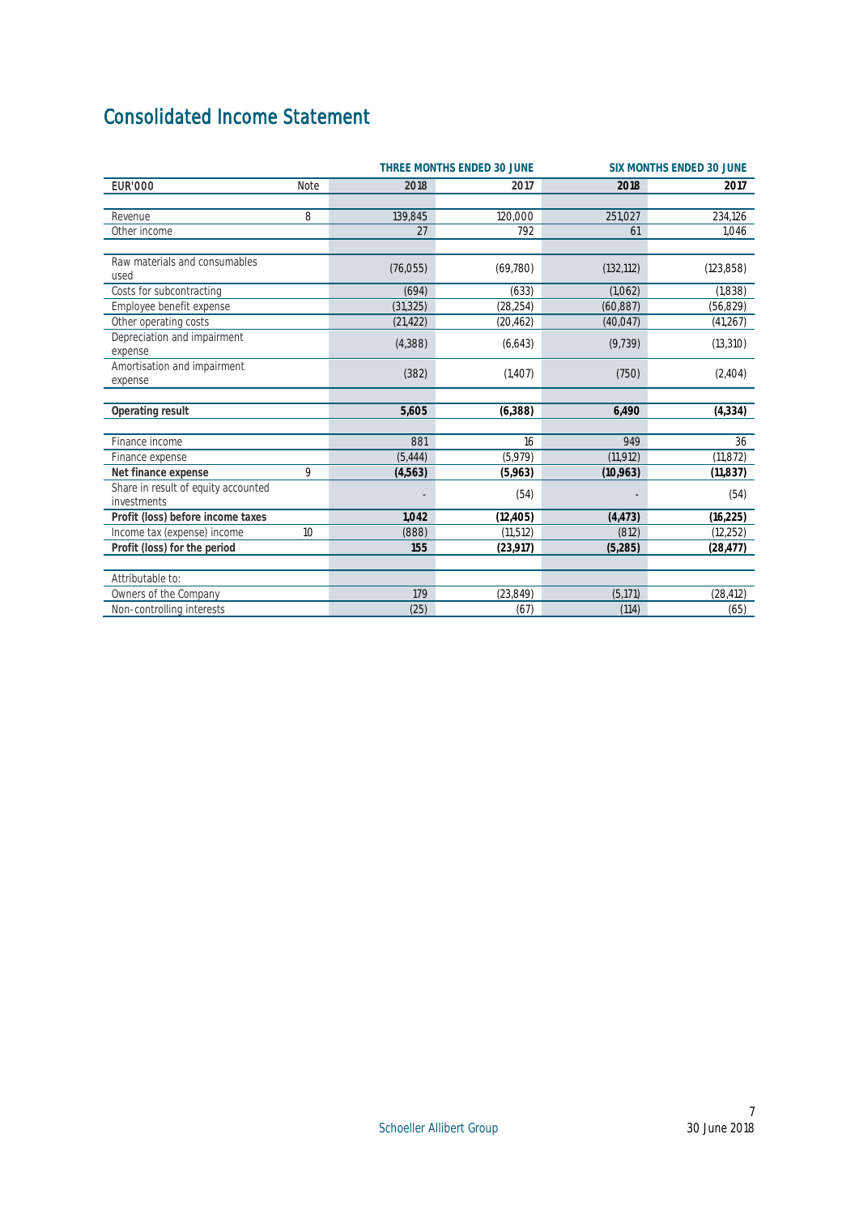# Consolidated Income Statement

| | | THREE MONTHS ENDED 30 JUNE | | SIX MONTHS ENDED 30 JUNE | |
|---|---|---|---|---|---|
| EUR'000 | Note | 2018 | 2017 | 2018 | 2017 |
| Revenue | 8 | 139,845 | 120,000 | 251,027 | 234,126 |
| Other income | | 27 | 792 | 61 | 1,046 |
| Raw materials and consumables used | | (76,055) | (69,780) | (132,112) | (123,858) |
| Costs for subcontracting | | (694) | (633) | (1,062) | (1,838) |
| Employee benefit expense | | (31,325) | (28,254) | (60,887) | (56,829) |
| Other operating costs | | (21,422) | (20,462) | (40,047) | (41,267) |
| Depreciation and impairment expense | | (4,388) | (6,643) | (9,739) | (13,310) |
| Amortisation and impairment expense | | (382) | (1,407) | (750) | (2,404) |
| **Operating result** | | **5,605** | **(6,388)** | **6,490** | **(4,334)** |
| Finance income | | 881 | 16 | 949 | 36 |
| Finance expense | | (5,444) | (5,979) | (11,912) | (11,872) |
| **Net finance expense** | 9 | **(4,563)** | **(5,963)** | **(10,963)** | **(11,837)** |
| Share in result of equity accounted investments | | - | (54) | - | (54) |
| **Profit (loss) before income taxes** | | **1,042** | **(12,405)** | **(4,473)** | **(16,225)** |
| Income tax (expense) income | 10 | (888) | (11,512) | (812) | (12,252) |
| **Profit (loss) for the period** | | **155** | **(23,917)** | **(5,285)** | **(28,477)** |
| Attributable to: | | | | | |
| Owners of the Company | | 179 | (23,849) | (5,171) | (28,412) |
| Non-controlling interests | | (25) | (67) | (114) | (65) |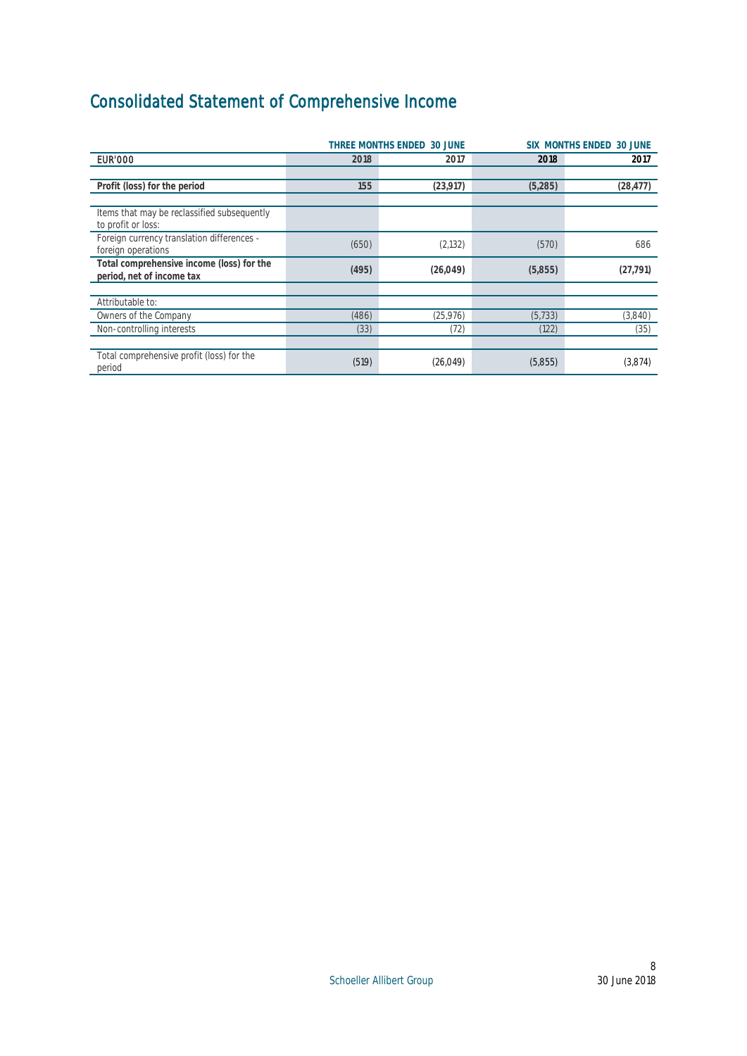# Consolidated Statement of Comprehensive Income

| | THREE MONTHS ENDED 30 JUNE | | SIX MONTHS ENDED 30 JUNE | |
|---|---|---|---|---|
| EUR'000 | **2018** | **2017** | **2018** | **2017** |
| | | | | |
| **Profit (loss) for the period** | **155** | **(23,917)** | **(5,285)** | **(28,477)** |
| | | | | |
| Items that may be reclassified subsequently to profit or loss: | | | | |
| Foreign currency translation differences - foreign operations | (650) | (2,132) | (570) | 686 |
| **Total comprehensive income (loss) for the period, net of income tax** | **(495)** | **(26,049)** | **(5,855)** | **(27,791)** |
| | | | | |
| Attributable to: | | | | |
| Owners of the Company | (486) | (25,976) | (5,733) | (3,840) |
| Non-controlling interests | (33) | (72) | (122) | (35) |
| | | | | |
| Total comprehensive profit (loss) for the period | (519) | (26,049) | (5,855) | (3,874) |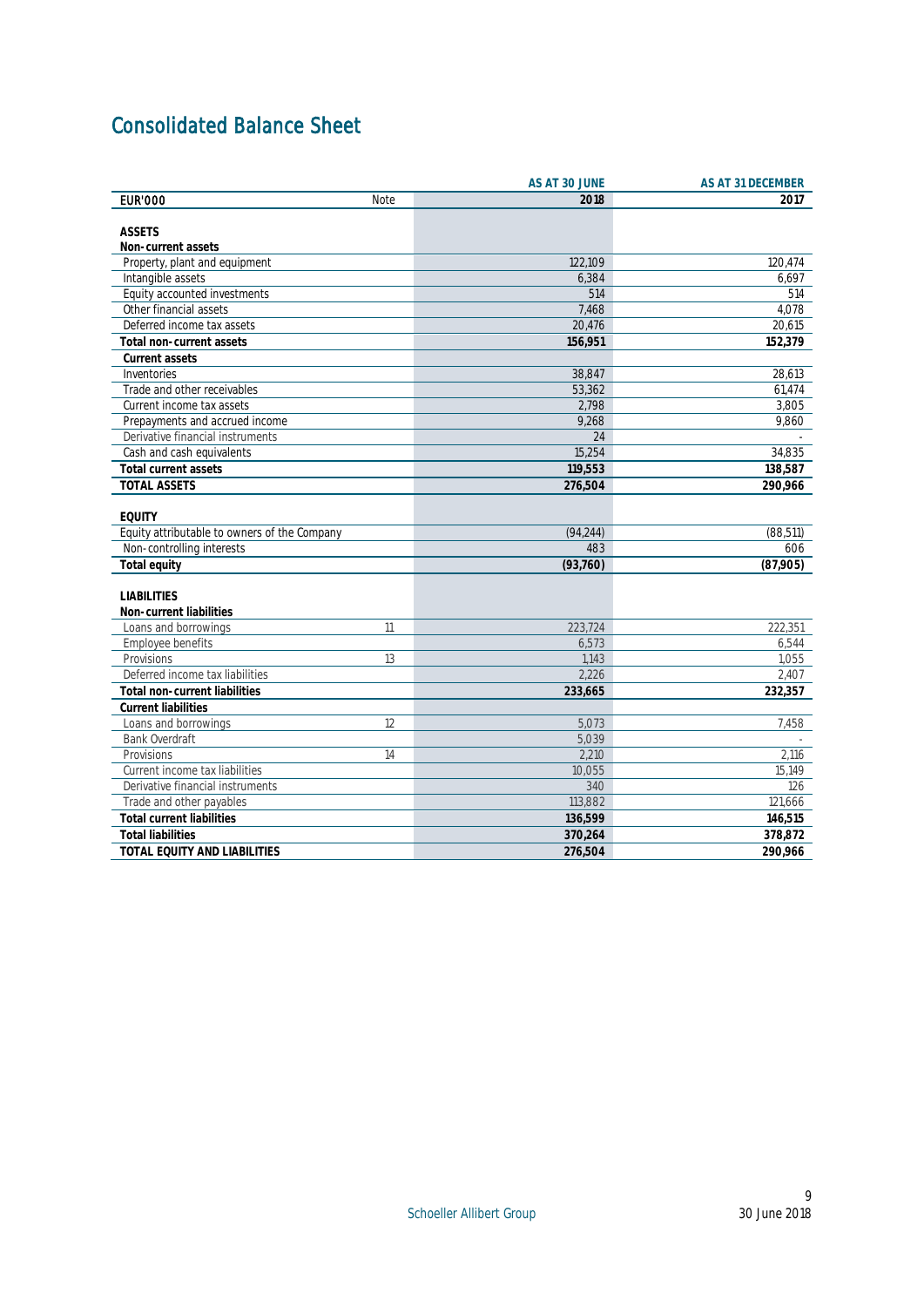# Consolidated Balance Sheet

| EUR'000 | Note | AS AT 30 JUNE 2018 | AS AT 31 DECEMBER 2017 |
|---|---|---|---|
| **ASSETS** | | | |
| **Non-current assets** | | | |
| Property, plant and equipment | | 122,109 | 120,474 |
| Intangible assets | | 6,384 | 6,697 |
| Equity accounted investments | | 514 | 514 |
| Other financial assets | | 7,468 | 4,078 |
| Deferred income tax assets | | 20,476 | 20,615 |
| **Total non-current assets** | | **156,951** | **152,379** |
| **Current assets** | | | |
| Inventories | | 38,847 | 28,613 |
| Trade and other receivables | | 53,362 | 61,474 |
| Current income tax assets | | 2,798 | 3,805 |
| Prepayments and accrued income | | 9,268 | 9,860 |
| Derivative financial instruments | | 24 | - |
| Cash and cash equivalents | | 15,254 | 34,835 |
| **Total current assets** | | **119,553** | **138,587** |
| **TOTAL ASSETS** | | **276,504** | **290,966** |
| **EQUITY** | | | |
| Equity attributable to owners of the Company | | (94,244) | (88,511) |
| Non-controlling interests | | 483 | 606 |
| **Total equity** | | **(93,760)** | **(87,905)** |
| **LIABILITIES** | | | |
| **Non-current liabilities** | | | |
| Loans and borrowings | 11 | 223,724 | 222,351 |
| Employee benefits | | 6,573 | 6,544 |
| Provisions | 13 | 1,143 | 1,055 |
| Deferred income tax liabilities | | 2,226 | 2,407 |
| **Total non-current liabilities** | | **233,665** | **232,357** |
| **Current liabilities** | | | |
| Loans and borrowings | 12 | 5,073 | 7,458 |
| Bank Overdraft | | 5,039 | - |
| Provisions | 14 | 2,210 | 2,116 |
| Current income tax liabilities | | 10,055 | 15,149 |
| Derivative financial instruments | | 340 | 126 |
| Trade and other payables | | 113,882 | 121,666 |
| **Total current liabilities** | | **136,599** | **146,515** |
| **Total liabilities** | | **370,264** | **378,872** |
| **TOTAL EQUITY AND LIABILITIES** | | **276,504** | **290,966** |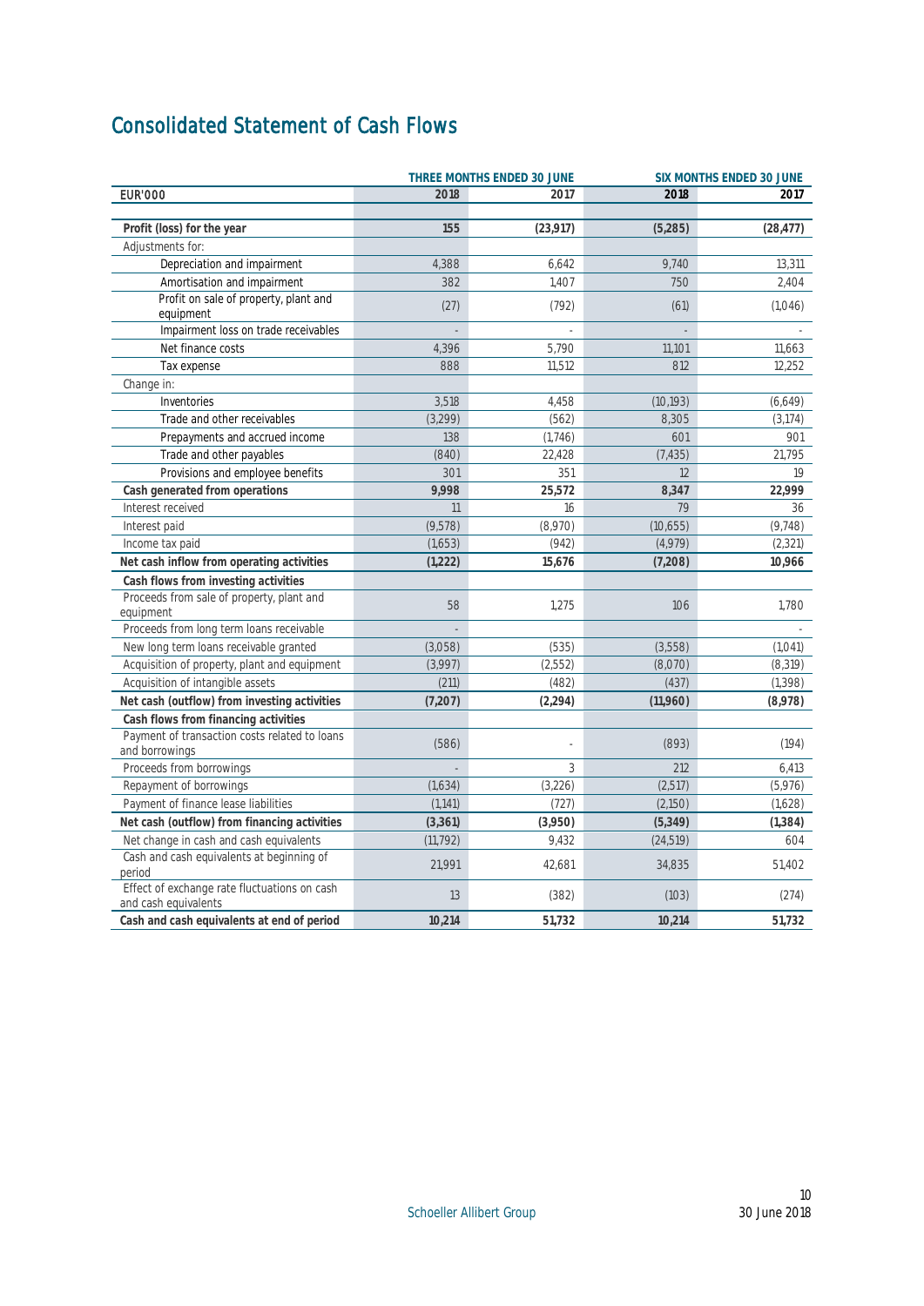# Consolidated Statement of Cash Flows

| | THREE MONTHS ENDED 30 JUNE | | SIX MONTHS ENDED 30 JUNE | |
|---|---|---|---|---|
| EUR'000 | 2018 | 2017 | 2018 | 2017 |
| **Profit (loss) for the year** | **155** | **(23,917)** | **(5,285)** | **(28,477)** |
| Adjustments for: | | | | |
| Depreciation and impairment | 4,388 | 6,642 | 9,740 | 13,311 |
| Amortisation and impairment | 382 | 1,407 | 750 | 2,404 |
| Profit on sale of property, plant and equipment | (27) | (792) | (61) | (1,046) |
| Impairment loss on trade receivables | - | - | - | - |
| Net finance costs | 4,396 | 5,790 | 11,101 | 11,663 |
| Tax expense | 888 | 11,512 | 812 | 12,252 |
| Change in: | | | | |
| Inventories | 3,518 | 4,458 | (10,193) | (6,649) |
| Trade and other receivables | (3,299) | (562) | 8,305 | (3,174) |
| Prepayments and accrued income | 138 | (1,746) | 601 | 901 |
| Trade and other payables | (840) | 22,428 | (7,435) | 21,795 |
| Provisions and employee benefits | 301 | 351 | 12 | 19 |
| **Cash generated from operations** | **9,998** | **25,572** | **8,347** | **22,999** |
| Interest received | 11 | 16 | 79 | 36 |
| Interest paid | (9,578) | (8,970) | (10,655) | (9,748) |
| Income tax paid | (1,653) | (942) | (4,979) | (2,321) |
| **Net cash inflow from operating activities** | **(1,222)** | **15,676** | **(7,208)** | **10,966** |
| **Cash flows from investing activities** | | | | |
| Proceeds from sale of property, plant and equipment | 58 | 1,275 | 106 | 1,780 |
| Proceeds from long term loans receivable | - | | | - |
| New long term loans receivable granted | (3,058) | (535) | (3,558) | (1,041) |
| Acquisition of property, plant and equipment | (3,997) | (2,552) | (8,070) | (8,319) |
| Acquisition of intangible assets | (211) | (482) | (437) | (1,398) |
| **Net cash (outflow) from investing activities** | **(7,207)** | **(2,294)** | **(11,960)** | **(8,978)** |
| **Cash flows from financing activities** | | | | |
| Payment of transaction costs related to loans and borrowings | (586) | - | (893) | (194) |
| Proceeds from borrowings | - | 3 | 212 | 6,413 |
| Repayment of borrowings | (1,634) | (3,226) | (2,517) | (5,976) |
| Payment of finance lease liabilities | (1,141) | (727) | (2,150) | (1,628) |
| **Net cash (outflow) from financing activities** | **(3,361)** | **(3,950)** | **(5,349)** | **(1,384)** |
| Net change in cash and cash equivalents | (11,792) | 9,432 | (24,519) | 604 |
| Cash and cash equivalents at beginning of period | 21,991 | 42,681 | 34,835 | 51,402 |
| Effect of exchange rate fluctuations on cash and cash equivalents | 13 | (382) | (103) | (274) |
| **Cash and cash equivalents at end of period** | **10,214** | **51,732** | **10,214** | **51,732** |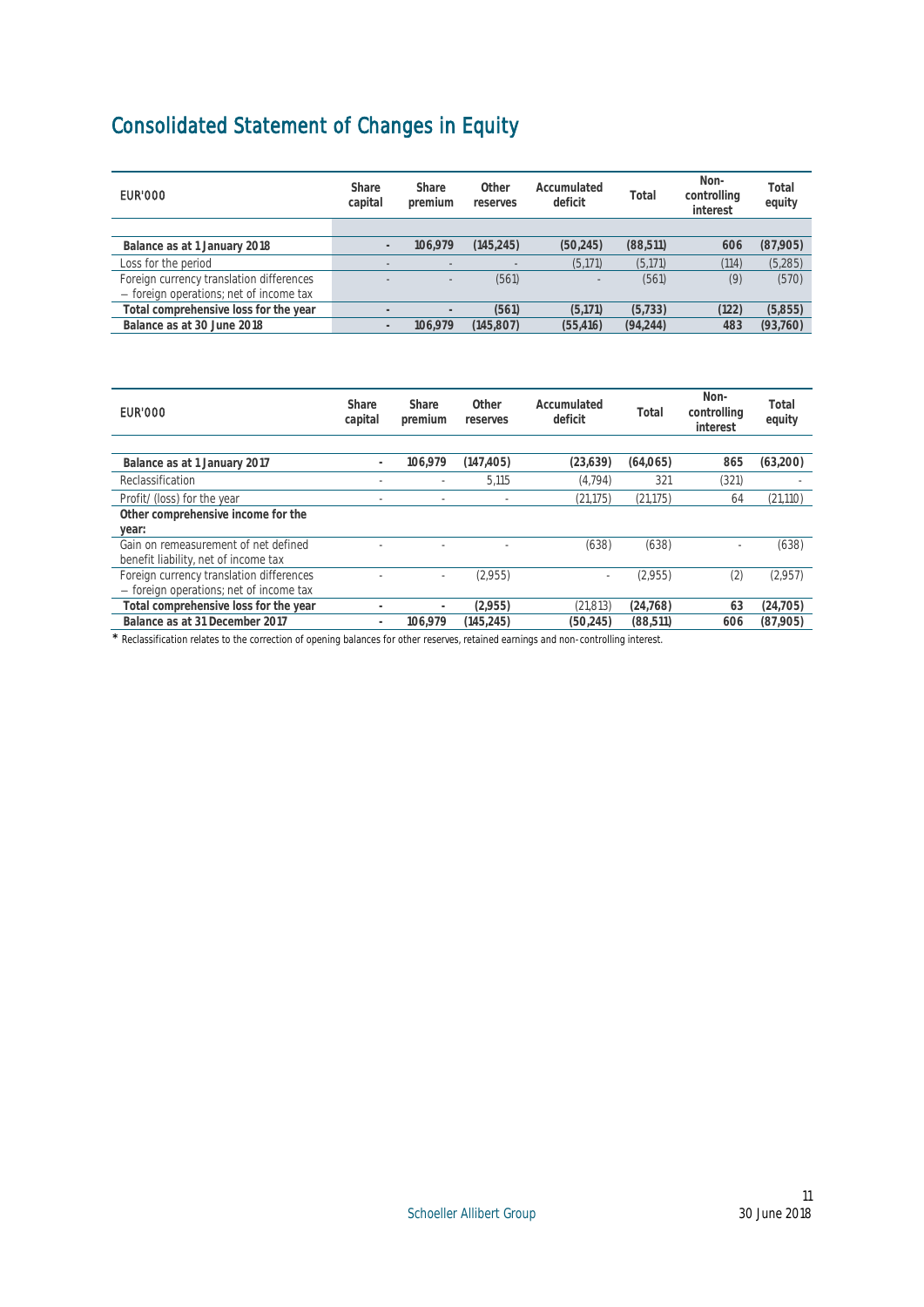# Consolidated Statement of Changes in Equity

| EUR'000 | Share capital | Share premium | Other reserves | Accumulated deficit | Total | Non-controlling interest | Total equity |
|---|---|---|---|---|---|---|---|
| **Balance as at 1 January 2018** | **-** | **106,979** | **(145,245)** | **(50,245)** | **(88,511)** | **606** | **(87,905)** |
| Loss for the period | - | - | - | (5,171) | (5,171) | (114) | (5,285) |
| Foreign currency translation differences – foreign operations; net of income tax | - | - | (561) | - | (561) | (9) | (570) |
| **Total comprehensive loss for the year** | **-** | **-** | **(561)** | **(5,171)** | **(5,733)** | **(122)** | **(5,855)** |
| **Balance as at 30 June 2018** | **-** | **106,979** | **(145,807)** | **(55,416)** | **(94,244)** | **483** | **(93,760)** |

| EUR'000 | Share capital | Share premium | Other reserves | Accumulated deficit | Total | Non-controlling interest | Total equity |
|---|---|---|---|---|---|---|---|
| **Balance as at 1 January 2017** | **-** | **106,979** | **(147,405)** | **(23,639)** | **(64,065)** | **865** | **(63,200)** |
| Reclassification | - | - | 5,115 | (4,794) | 321 | (321) | - |
| Profit/ (loss) for the year | - | - | - | (21,175) | (21,175) | 64 | (21,110) |
| **Other comprehensive income for the year:** | | | | | | | |
| Gain on remeasurement of net defined benefit liability, net of income tax | - | - | - | (638) | (638) | - | (638) |
| Foreign currency translation differences – foreign operations; net of income tax | - | - | (2,955) | - | (2,955) | (2) | (2,957) |
| **Total comprehensive loss for the year** | **-** | **-** | **(2,955)** | **(21,813)** | **(24,768)** | **63** | **(24,705)** |
| **Balance as at 31 December 2017** | **-** | **106,979** | **(145,245)** | **(50,245)** | **(88,511)** | **606** | **(87,905)** |

* Reclassification relates to the correction of opening balances for other reserves, retained earnings and non-controlling interest.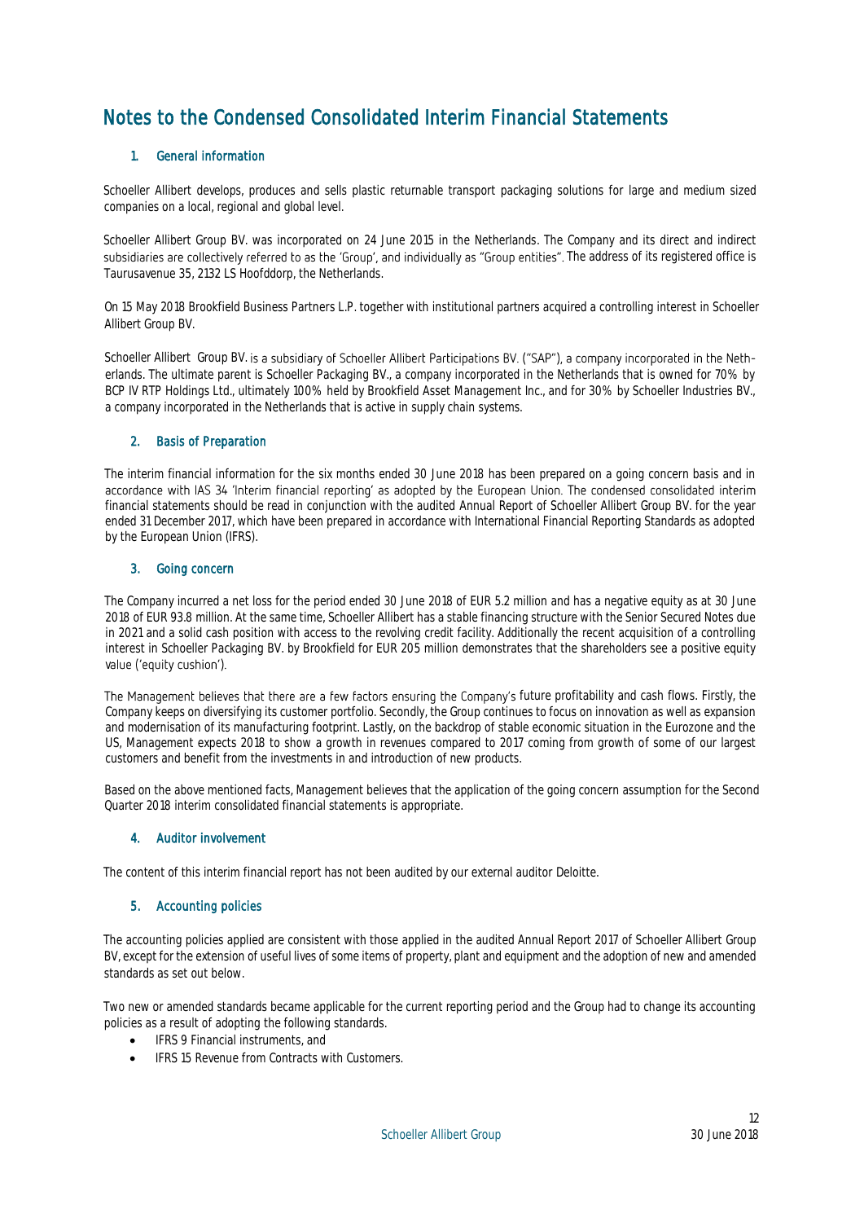# Notes to the Condensed Consolidated Interim Financial Statements

## 1. General information

Schoeller Allibert develops, produces and sells plastic returnable transport packaging solutions for large and medium sized companies on a local, regional and global level.

Schoeller Allibert Group BV. was incorporated on 24 June 2015 in the Netherlands. The Company and its direct and indirect subsidiaries are collectively referred to as the 'Group', and individually as "Group entities". The address of its registered office is Taurusavenue 35, 2132 LS Hoofddorp, the Netherlands.

On 15 May 2018 Brookfield Business Partners L.P. together with institutional partners acquired a controlling interest in Schoeller Allibert Group BV.

Schoeller Allibert Group BV. is a subsidiary of Schoeller Allibert Participations BV. ("SAP"), a company incorporated in the Netherlands. The ultimate parent is Schoeller Packaging BV., a company incorporated in the Netherlands that is owned for 70% by BCP IV RTP Holdings Ltd., ultimately 100% held by Brookfield Asset Management Inc., and for 30% by Schoeller Industries BV., a company incorporated in the Netherlands that is active in supply chain systems.

## 2. Basis of Preparation

The interim financial information for the six months ended 30 June 2018 has been prepared on a going concern basis and in accordance with IAS 34 'Interim financial reporting' as adopted by the European Union. The condensed consolidated interim financial statements should be read in conjunction with the audited Annual Report of Schoeller Allibert Group BV. for the year ended 31 December 2017, which have been prepared in accordance with International Financial Reporting Standards as adopted by the European Union (IFRS).

## 3. Going concern

The Company incurred a net loss for the period ended 30 June 2018 of EUR 5.2 million and has a negative equity as at 30 June 2018 of EUR 93.8 million. At the same time, Schoeller Allibert has a stable financing structure with the Senior Secured Notes due in 2021 and a solid cash position with access to the revolving credit facility. Additionally the recent acquisition of a controlling interest in Schoeller Packaging BV. by Brookfield for EUR 205 million demonstrates that the shareholders see a positive equity value ('equity cushion').

The Management believes that there are a few factors ensuring the Company's future profitability and cash flows. Firstly, the Company keeps on diversifying its customer portfolio. Secondly, the Group continues to focus on innovation as well as expansion and modernisation of its manufacturing footprint. Lastly, on the backdrop of stable economic situation in the Eurozone and the US, Management expects 2018 to show a growth in revenues compared to 2017 coming from growth of some of our largest customers and benefit from the investments in and introduction of new products.

Based on the above mentioned facts, Management believes that the application of the going concern assumption for the Second Quarter 2018 interim consolidated financial statements is appropriate.

## 4. Auditor involvement

The content of this interim financial report has not been audited by our external auditor Deloitte.

## 5. Accounting policies

The accounting policies applied are consistent with those applied in the audited Annual Report 2017 of Schoeller Allibert Group BV, except for the extension of useful lives of some items of property, plant and equipment and the adoption of new and amended standards as set out below.

Two new or amended standards became applicable for the current reporting period and the Group had to change its accounting policies as a result of adopting the following standards.

- IFRS 9 Financial instruments, and
- IFRS 15 Revenue from Contracts with Customers.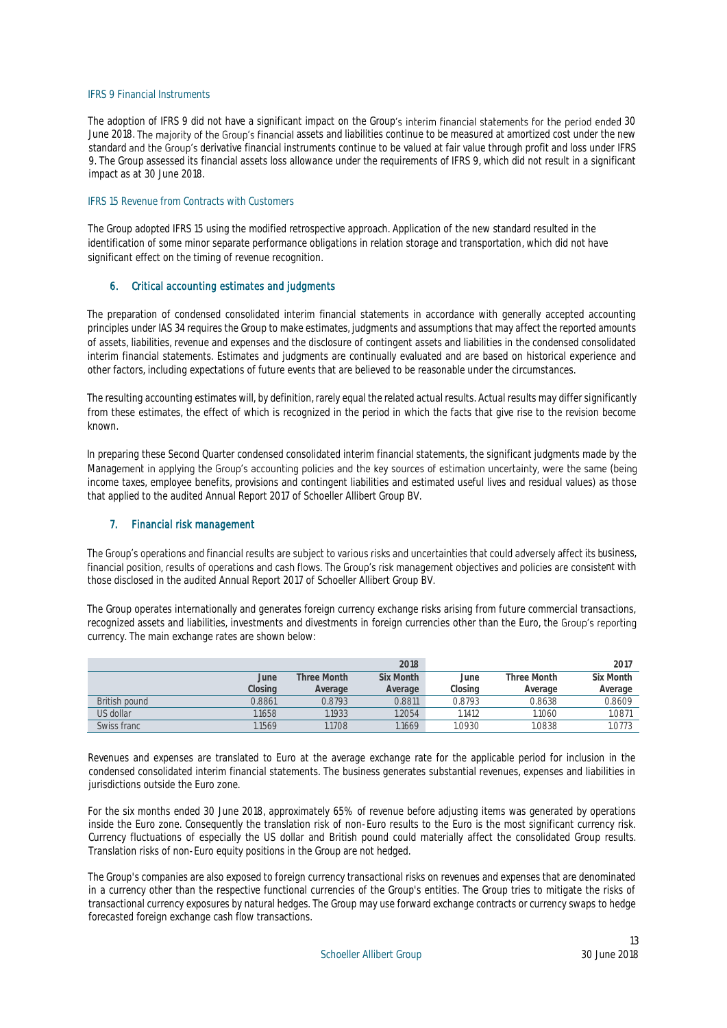### IFRS 9 Financial Instruments

The adoption of IFRS 9 did not have a significant impact on the Group's interim financial statements for the period ended 30 June 2018. The majority of the Group's financial assets and liabilities continue to be measured at amortized cost under the new standard and the Group's derivative financial instruments continue to be valued at fair value through profit and loss under IFRS 9. The Group assessed its financial assets loss allowance under the requirements of IFRS 9, which did not result in a significant impact as at 30 June 2018.

### IFRS 15 Revenue from Contracts with Customers

The Group adopted IFRS 15 using the modified retrospective approach. Application of the new standard resulted in the identification of some minor separate performance obligations in relation storage and transportation, which did not have significant effect on the timing of revenue recognition.

## 6. Critical accounting estimates and judgments

The preparation of condensed consolidated interim financial statements in accordance with generally accepted accounting principles under IAS 34 requires the Group to make estimates, judgments and assumptions that may affect the reported amounts of assets, liabilities, revenue and expenses and the disclosure of contingent assets and liabilities in the condensed consolidated interim financial statements. Estimates and judgments are continually evaluated and are based on historical experience and other factors, including expectations of future events that are believed to be reasonable under the circumstances.

The resulting accounting estimates will, by definition, rarely equal the related actual results. Actual results may differ significantly from these estimates, the effect of which is recognized in the period in which the facts that give rise to the revision become known.

In preparing these Second Quarter condensed consolidated interim financial statements, the significant judgments made by the Management in applying the Group's accounting policies and the key sources of estimation uncertainty, were the same (being income taxes, employee benefits, provisions and contingent liabilities and estimated useful lives and residual values) as those that applied to the audited Annual Report 2017 of Schoeller Allibert Group BV.

## 7. Financial risk management

The Group's operations and financial results are subject to various risks and uncertainties that could adversely affect its business, financial position, results of operations and cash flows. The Group's risk management objectives and policies are consistent with those disclosed in the audited Annual Report 2017 of Schoeller Allibert Group BV.

The Group operates internationally and generates foreign currency exchange risks arising from future commercial transactions, recognized assets and liabilities, investments and divestments in foreign currencies other than the Euro, the Group's reporting currency. The main exchange rates are shown below:

| | | | 2018 | | | 2017 |
|---|---|---|---|---|---|---|
| | June Closing | Three Month Average | Six Month Average | June Closing | Three Month Average | Six Month Average |
| British pound | 0.8861 | 0.8793 | 0.8811 | 0.8793 | 0.8638 | 0.8609 |
| US dollar | 1.1658 | 1.1933 | 1.2054 | 1.1412 | 1.1060 | 1.0871 |
| Swiss franc | 1.1569 | 1.1708 | 1.1669 | 1.0930 | 1.0838 | 1.0773 |

Revenues and expenses are translated to Euro at the average exchange rate for the applicable period for inclusion in the condensed consolidated interim financial statements. The business generates substantial revenues, expenses and liabilities in jurisdictions outside the Euro zone.

For the six months ended 30 June 2018, approximately 65% of revenue before adjusting items was generated by operations inside the Euro zone. Consequently the translation risk of non-Euro results to the Euro is the most significant currency risk. Currency fluctuations of especially the US dollar and British pound could materially affect the consolidated Group results. Translation risks of non-Euro equity positions in the Group are not hedged.

The Group's companies are also exposed to foreign currency transactional risks on revenues and expenses that are denominated in a currency other than the respective functional currencies of the Group's entities. The Group tries to mitigate the risks of transactional currency exposures by natural hedges. The Group may use forward exchange contracts or currency swaps to hedge forecasted foreign exchange cash flow transactions.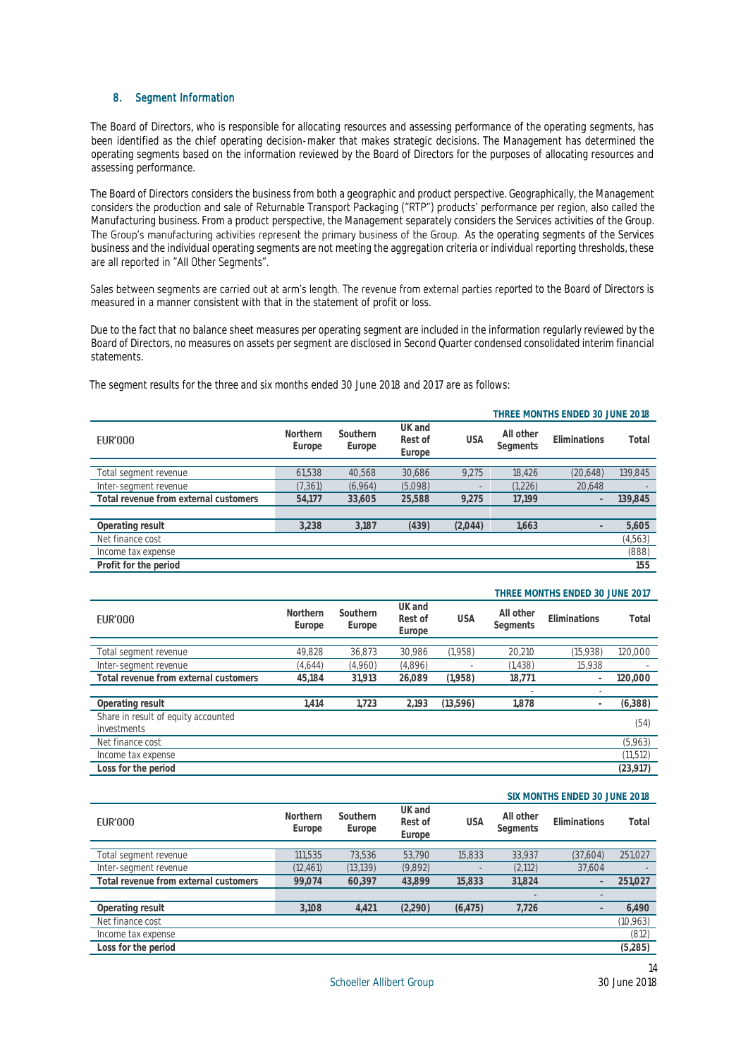## 8. Segment Information

The Board of Directors, who is responsible for allocating resources and assessing performance of the operating segments, has been identified as the chief operating decision-maker that makes strategic decisions. The Management has determined the operating segments based on the information reviewed by the Board of Directors for the purposes of allocating resources and assessing performance.

The Board of Directors considers the business from both a geographic and product perspective. Geographically, the Management considers the production and sale of Returnable Transport Packaging ("RTP") products' performance per region, also called the Manufacturing business. From a product perspective, the Management separately considers the Services activities of the Group. The Group's manufacturing activities represent the primary business of the Group. As the operating segments of the Services business and the individual operating segments are not meeting the aggregation criteria or individual reporting thresholds, these are all reported in "All Other Segments".

Sales between segments are carried out at arm's length. The revenue from external parties reported to the Board of Directors is measured in a manner consistent with that in the statement of profit or loss.

Due to the fact that no balance sheet measures per operating segment are included in the information regularly reviewed by the Board of Directors, no measures on assets per segment are disclosed in Second Quarter condensed consolidated interim financial statements.

The segment results for the three and six months ended 30 June 2018 and 2017 are as follows:

**THREE MONTHS ENDED 30 JUNE 2018**

| EUR'000 | Northern Europe | Southern Europe | UK and Rest of Europe | USA | All other Segments | Eliminations | Total |
|---|---|---|---|---|---|---|---|
| Total segment revenue | 61,538 | 40,568 | 30,686 | 9,275 | 18,426 | (20,648) | 139,845 |
| Inter-segment revenue | (7,361) | (6,964) | (5,098) | - | (1,226) | 20,648 | - |
| **Total revenue from external customers** | **54,177** | **33,605** | **25,588** | **9,275** | **17,199** | **-** | **139,845** |
| | | | | | | | |
| **Operating result** | **3,238** | **3,187** | **(439)** | **(2,044)** | **1,663** | **-** | **5,605** |
| Net finance cost | | | | | | | (4,563) |
| Income tax expense | | | | | | | (888) |
| **Profit for the period** | | | | | | | **155** |

**THREE MONTHS ENDED 30 JUNE 2017**

| EUR'000 | Northern Europe | Southern Europe | UK and Rest of Europe | USA | All other Segments | Eliminations | Total |
|---|---|---|---|---|---|---|---|
| Total segment revenue | 49,828 | 36,873 | 30,986 | (1,958) | 20,210 | (15,938) | 120,000 |
| Inter-segment revenue | (4,644) | (4,960) | (4,896) | - | (1,438) | 15,938 | - |
| **Total revenue from external customers** | **45,184** | **31,913** | **26,089** | **(1,958)** | **18,771** | **-** | **120,000** |
| | | | | | - | - | |
| **Operating result** | **1,414** | **1,723** | **2,193** | **(13,596)** | **1,878** | **-** | **(6,388)** |
| Share in result of equity accounted investments | | | | | | | (54) |
| Net finance cost | | | | | | | (5,963) |
| Income tax expense | | | | | | | (11,512) |
| **Loss for the period** | | | | | | | **(23,917)** |

**SIX MONTHS ENDED 30 JUNE 2018**

| EUR'000 | Northern Europe | Southern Europe | UK and Rest of Europe | USA | All other Segments | Eliminations | Total |
|---|---|---|---|---|---|---|---|
| Total segment revenue | 111,535 | 73,536 | 53,790 | 15,833 | 33,937 | (37,604) | 251,027 |
| Inter-segment revenue | (12,461) | (13,139) | (9,892) | - | (2,112) | 37,604 | - |
| **Total revenue from external customers** | **99,074** | **60,397** | **43,899** | **15,833** | **31,824** | **-** | **251,027** |
| | | | | | - | - | |
| **Operating result** | **3,108** | **4,421** | **(2,290)** | **(6,475)** | **7,726** | **-** | **6,490** |
| Net finance cost | | | | | | | (10,963) |
| Income tax expense | | | | | | | (812) |
| **Loss for the period** | | | | | | | **(5,285)** |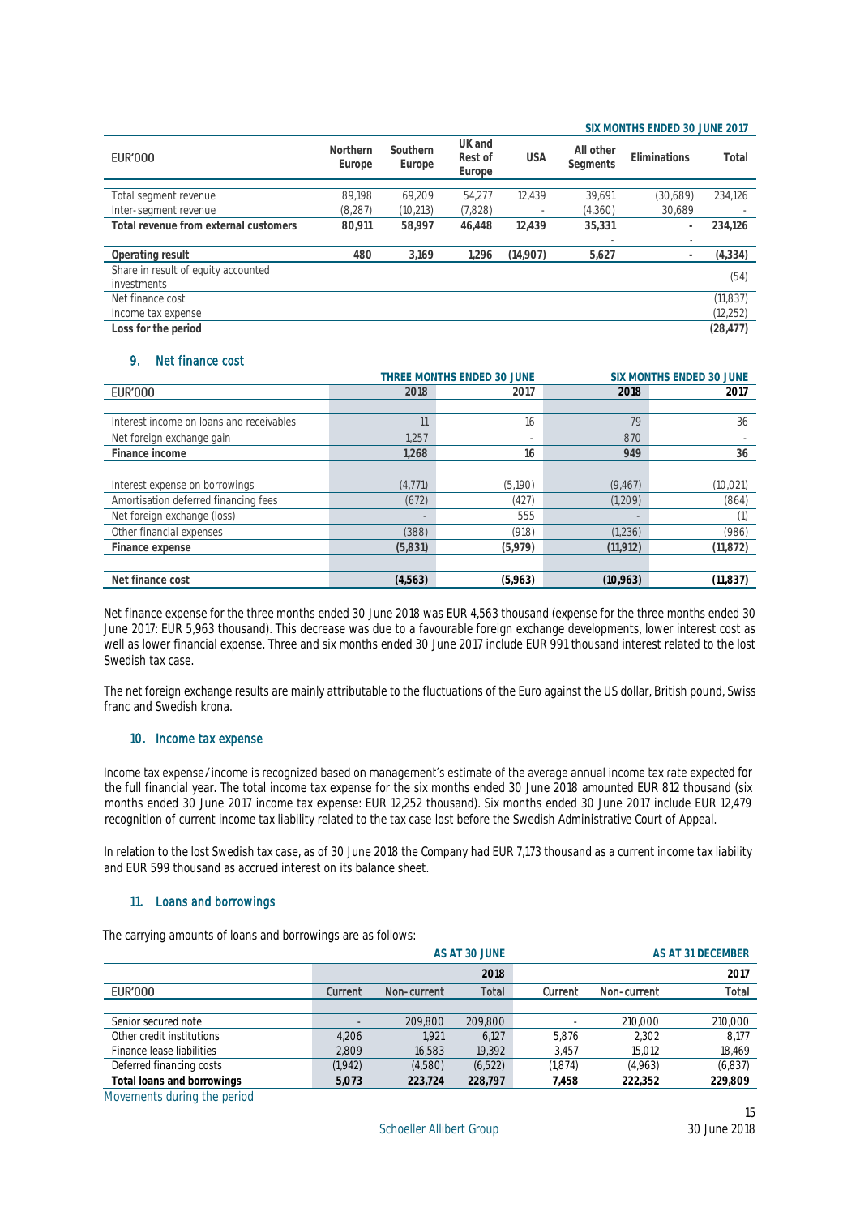| EUR'000 | Northern Europe | Southern Europe | UK and Rest of Europe | USA | All other Segments | Eliminations | Total |
|---|---|---|---|---|---|---|---|
| | | | | | | | SIX MONTHS ENDED 30 JUNE 2017 |
| Total segment revenue | 89,198 | 69,209 | 54,277 | 12,439 | 39,691 | (30,689) | 234,126 |
| Inter-segment revenue | (8,287) | (10,213) | (7,828) | - | (4,360) | 30,689 | - |
| **Total revenue from external customers** | **80,911** | **58,997** | **46,448** | **12,439** | **35,331** | **-** | **234,126** |
| | | | | | - | - | |
| **Operating result** | **480** | **3,169** | **1,296** | **(14,907)** | **5,627** | **-** | **(4,334)** |
| Share in result of equity accounted investments | | | | | | | (54) |
| Net finance cost | | | | | | | (11,837) |
| Income tax expense | | | | | | | (12,252) |
| **Loss for the period** | | | | | | | **(28,477)** |

## 9. Net finance cost

| EUR'000 | THREE MONTHS ENDED 30 JUNE 2018 | 2017 | SIX MONTHS ENDED 30 JUNE 2018 | 2017 |
|---|---|---|---|---|
| Interest income on loans and receivables | 11 | 16 | 79 | 36 |
| Net foreign exchange gain | 1,257 | - | 870 | - |
| **Finance income** | **1,268** | **16** | **949** | **36** |
| | | | | |
| Interest expense on borrowings | (4,771) | (5,190) | (9,467) | (10,021) |
| Amortisation deferred financing fees | (672) | (427) | (1,209) | (864) |
| Net foreign exchange (loss) | - | 555 | - | (1) |
| Other financial expenses | (388) | (918) | (1,236) | (986) |
| **Finance expense** | **(5,831)** | **(5,979)** | **(11,912)** | **(11,872)** |
| | | | | |
| **Net finance cost** | **(4,563)** | **(5,963)** | **(10,963)** | **(11,837)** |

Net finance expense for the three months ended 30 June 2018 was EUR 4,563 thousand (expense for the three months ended 30 June 2017: EUR 5,963 thousand). This decrease was due to a favourable foreign exchange developments, lower interest cost as well as lower financial expense. Three and six months ended 30 June 2017 include EUR 991 thousand interest related to the lost Swedish tax case.

The net foreign exchange results are mainly attributable to the fluctuations of the Euro against the US dollar, British pound, Swiss franc and Swedish krona.

## 10. Income tax expense

Income tax expense/income is recognized based on management's estimate of the average annual income tax rate expected for the full financial year. The total income tax expense for the six months ended 30 June 2018 amounted EUR 812 thousand (six months ended 30 June 2017 income tax expense: EUR 12,252 thousand). Six months ended 30 June 2017 include EUR 12,479 recognition of current income tax liability related to the tax case lost before the Swedish Administrative Court of Appeal.

In relation to the lost Swedish tax case, as of 30 June 2018 the Company had EUR 7,173 thousand as a current income tax liability and EUR 599 thousand as accrued interest on its balance sheet.

## 11. Loans and borrowings

The carrying amounts of loans and borrowings are as follows:

| | AS AT 30 JUNE | | 2018 | AS AT 31 DECEMBER | | 2017 |
|---|---|---|---|---|---|---|
| EUR'000 | Current | Non-current | Total | Current | Non-current | Total |
| Senior secured note | - | 209,800 | 209,800 | - | 210,000 | 210,000 |
| Other credit institutions | 4,206 | 1,921 | 6,127 | 5,876 | 2,302 | 8,177 |
| Finance lease liabilities | 2,809 | 16,583 | 19,392 | 3,457 | 15,012 | 18,469 |
| Deferred financing costs | (1,942) | (4,580) | (6,522) | (1,874) | (4,963) | (6,837) |
| **Total loans and borrowings** | **5,073** | **223,724** | **228,797** | **7,458** | **222,352** | **229,809** |

Movements during the period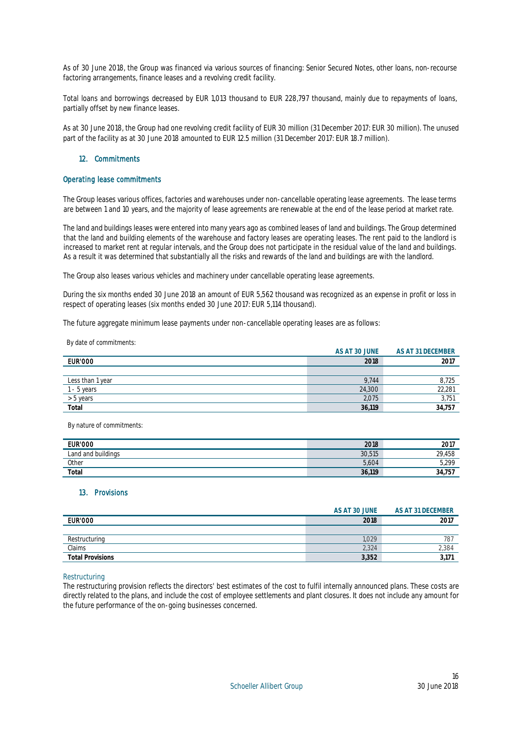As of 30 June 2018, the Group was financed via various sources of financing: Senior Secured Notes, other loans, non-recourse factoring arrangements, finance leases and a revolving credit facility.

Total loans and borrowings decreased by EUR 1,013 thousand to EUR 228,797 thousand, mainly due to repayments of loans, partially offset by new finance leases.

As at 30 June 2018, the Group had one revolving credit facility of EUR 30 million (31 December 2017: EUR 30 million). The unused part of the facility as at 30 June 2018 amounted to EUR 12.5 million (31 December 2017: EUR 18.7 million).

## 12. Commitments

### Operating lease commitments

The Group leases various offices, factories and warehouses under non-cancellable operating lease agreements. The lease terms are between 1 and 10 years, and the majority of lease agreements are renewable at the end of the lease period at market rate.

The land and buildings leases were entered into many years ago as combined leases of land and buildings. The Group determined that the land and building elements of the warehouse and factory leases are operating leases. The rent paid to the landlord is increased to market rent at regular intervals, and the Group does not participate in the residual value of the land and buildings. As a result it was determined that substantially all the risks and rewards of the land and buildings are with the landlord.

The Group also leases various vehicles and machinery under cancellable operating lease agreements.

During the six months ended 30 June 2018 an amount of EUR 5,562 thousand was recognized as an expense in profit or loss in respect of operating leases (six months ended 30 June 2017: EUR 5,114 thousand).

The future aggregate minimum lease payments under non-cancellable operating leases are as follows:

By date of commitments:

| | AS AT 30 JUNE | AS AT 31 DECEMBER |
|---|---|---|
| **EUR'000** | **2018** | **2017** |
| Less than 1 year | 9,744 | 8,725 |
| 1 - 5 years | 24,300 | 22,281 |
| > 5 years | 2,075 | 3,751 |
| **Total** | **36,119** | **34,757** |

By nature of commitments:

| **EUR'000** | **2018** | **2017** |
|---|---|---|
| Land and buildings | 30,515 | 29,458 |
| Other | 5,604 | 5,299 |
| **Total** | **36,119** | **34,757** |

## 13. Provisions

| | AS AT 30 JUNE | AS AT 31 DECEMBER |
|---|---|---|
| **EUR'000** | **2018** | **2017** |
| Restructuring | 1,029 | 787 |
| Claims | 2,324 | 2,384 |
| **Total Provisions** | **3,352** | **3,171** |

### Restructuring

The restructuring provision reflects the directors' best estimates of the cost to fulfil internally announced plans. These costs are directly related to the plans, and include the cost of employee settlements and plant closures. It does not include any amount for the future performance of the on-going businesses concerned.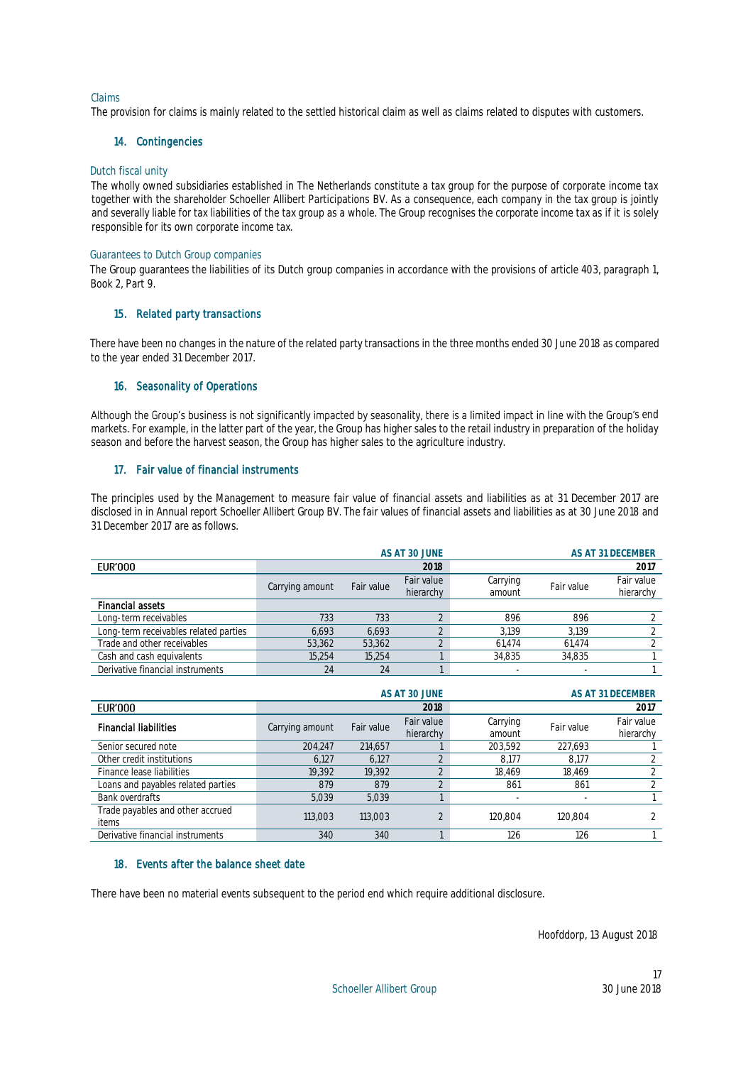### Claims

The provision for claims is mainly related to the settled historical claim as well as claims related to disputes with customers.

## 14. Contingencies

### Dutch fiscal unity

The wholly owned subsidiaries established in The Netherlands constitute a tax group for the purpose of corporate income tax together with the shareholder Schoeller Allibert Participations BV. As a consequence, each company in the tax group is jointly and severally liable for tax liabilities of the tax group as a whole. The Group recognises the corporate income tax as if it is solely responsible for its own corporate income tax.

### Guarantees to Dutch Group companies

The Group guarantees the liabilities of its Dutch group companies in accordance with the provisions of article 403, paragraph 1, Book 2, Part 9.

## 15. Related party transactions

There have been no changes in the nature of the related party transactions in the three months ended 30 June 2018 as compared to the year ended 31 December 2017.

## 16. Seasonality of Operations

Although the Group's business is not significantly impacted by seasonality, there is a limited impact in line with the Group's end markets. For example, in the latter part of the year, the Group has higher sales to the retail industry in preparation of the holiday season and before the harvest season, the Group has higher sales to the agriculture industry.

## 17. Fair value of financial instruments

The principles used by the Management to measure fair value of financial assets and liabilities as at 31 December 2017 are disclosed in in Annual report Schoeller Allibert Group BV. The fair values of financial assets and liabilities as at 30 June 2018 and 31 December 2017 are as follows.

| EUR'000 | AS AT 30 JUNE 2018 | | | AS AT 31 DECEMBER 2017 | | |
|---|---|---|---|---|---|---|
| | Carrying amount | Fair value | Fair value hierarchy | Carrying amount | Fair value | Fair value hierarchy |
| **Financial assets** | | | | | | |
| Long-term receivables | 733 | 733 | 2 | 896 | 896 | 2 |
| Long-term receivables related parties | 6,693 | 6,693 | 2 | 3,139 | 3,139 | 2 |
| Trade and other receivables | 53,362 | 53,362 | 2 | 61,474 | 61,474 | 2 |
| Cash and cash equivalents | 15,254 | 15,254 | 1 | 34,835 | 34,835 | 1 |
| Derivative financial instruments | 24 | 24 | 1 | - | - | 1 |

| EUR'000 | AS AT 30 JUNE 2018 | | | AS AT 31 DECEMBER 2017 | | |
|---|---|---|---|---|---|---|
| **Financial liabilities** | Carrying amount | Fair value | Fair value hierarchy | Carrying amount | Fair value | Fair value hierarchy |
| Senior secured note | 204,247 | 214,657 | 1 | 203,592 | 227,693 | 1 |
| Other credit institutions | 6,127 | 6,127 | 2 | 8,177 | 8,177 | 2 |
| Finance lease liabilities | 19,392 | 19,392 | 2 | 18,469 | 18,469 | 2 |
| Loans and payables related parties | 879 | 879 | 2 | 861 | 861 | 2 |
| Bank overdrafts | 5,039 | 5,039 | 1 | - | - | 1 |
| Trade payables and other accrued items | 113,003 | 113,003 | 2 | 120,804 | 120,804 | 2 |
| Derivative financial instruments | 340 | 340 | 1 | 126 | 126 | 1 |

## 18. Events after the balance sheet date

There have been no material events subsequent to the period end which require additional disclosure.

Hoofddorp, 13 August 2018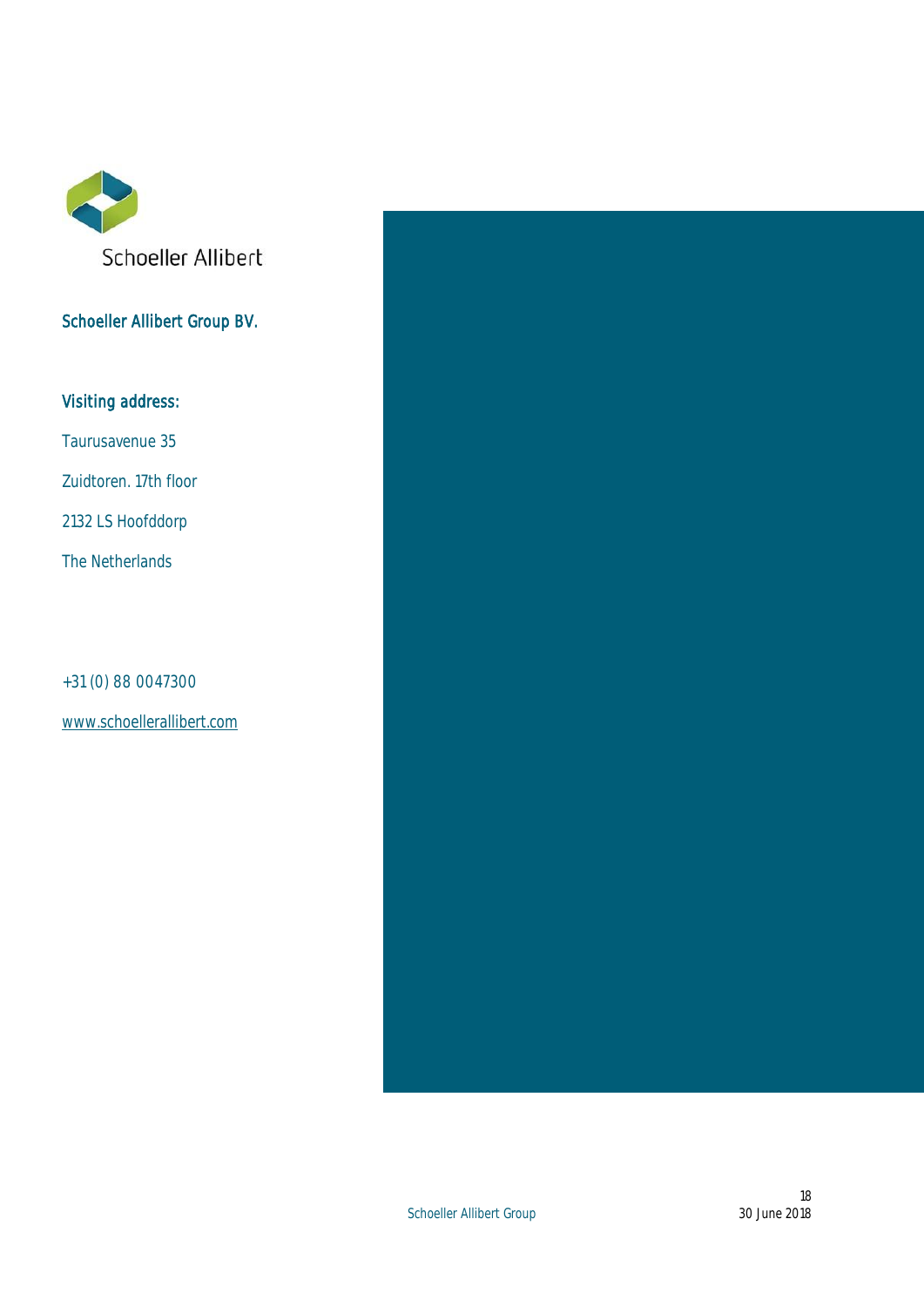Schoeller Allibert

Schoeller Allibert Group BV.

Visiting address:

Taurusavenue 35

Zuidtoren. 17th floor

2132 LS Hoofddorp

The Netherlands

+31 (0) 88 0047300

www.schoellerallibert.com